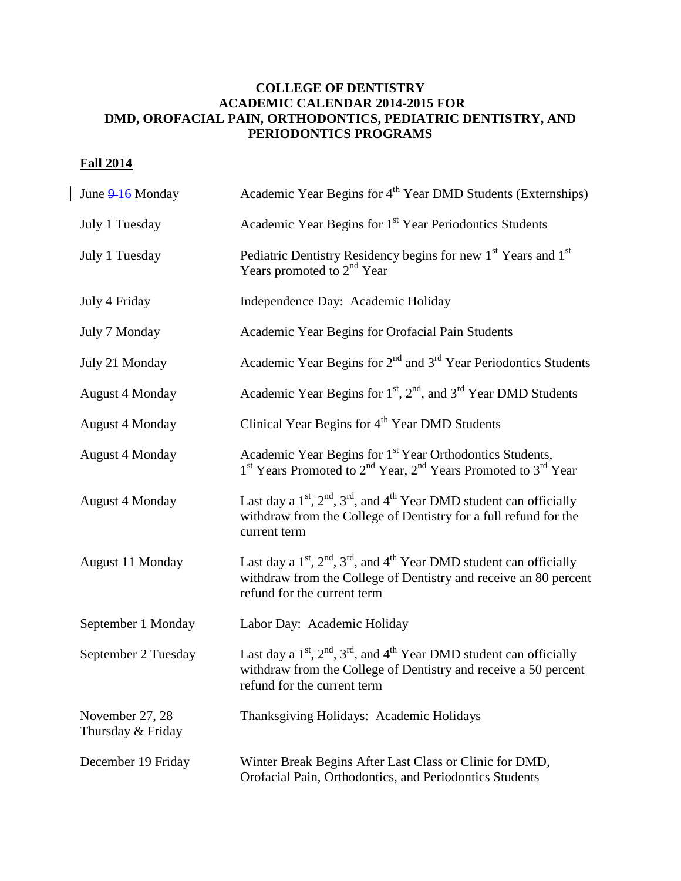**COLLEGE OF DENTISTRY**
**ACADEMIC CALENDAR 2014-2015 FOR**
**DMD, OROFACIAL PAIN, ORTHODONTICS, PEDIATRIC DENTISTRY, AND PERIODONTICS PROGRAMS**

## Fall 2014

| | |
|---|---|
| June ~~9~~ 16 Monday | Academic Year Begins for 4th Year DMD Students (Externships) |
| July 1 Tuesday | Academic Year Begins for 1st Year Periodontics Students |
| July 1 Tuesday | Pediatric Dentistry Residency begins for new 1st Years and 1st Years promoted to 2nd Year |
| July 4 Friday | Independence Day: Academic Holiday |
| July 7 Monday | Academic Year Begins for Orofacial Pain Students |
| July 21 Monday | Academic Year Begins for 2nd and 3rd Year Periodontics Students |
| August 4 Monday | Academic Year Begins for 1st, 2nd, and 3rd Year DMD Students |
| August 4 Monday | Clinical Year Begins for 4th Year DMD Students |
| August 4 Monday | Academic Year Begins for 1st Year Orthodontics Students, 1st Years Promoted to 2nd Year, 2nd Years Promoted to 3rd Year |
| August 4 Monday | Last day a 1st, 2nd, 3rd, and 4th Year DMD student can officially withdraw from the College of Dentistry for a full refund for the current term |
| August 11 Monday | Last day a 1st, 2nd, 3rd, and 4th Year DMD student can officially withdraw from the College of Dentistry and receive an 80 percent refund for the current term |
| September 1 Monday | Labor Day: Academic Holiday |
| September 2 Tuesday | Last day a 1st, 2nd, 3rd, and 4th Year DMD student can officially withdraw from the College of Dentistry and receive a 50 percent refund for the current term |
| November 27, 28 Thursday & Friday | Thanksgiving Holidays: Academic Holidays |
| December 19 Friday | Winter Break Begins After Last Class or Clinic for DMD, Orofacial Pain, Orthodontics, and Periodontics Students |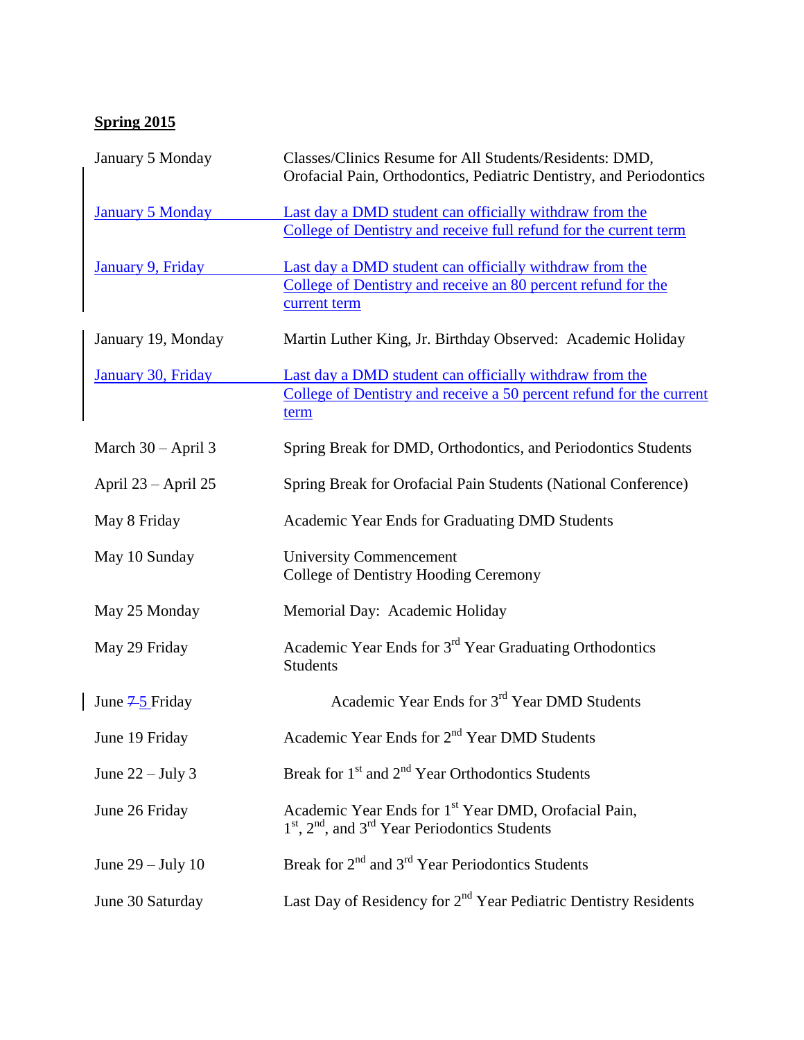**Spring 2015**

| | |
|---|---|
| January 5 Monday | Classes/Clinics Resume for All Students/Residents: DMD, Orofacial Pain, Orthodontics, Pediatric Dentistry, and Periodontics |
| January 5 Monday | Last day a DMD student can officially withdraw from the College of Dentistry and receive full refund for the current term |
| January 9, Friday | Last day a DMD student can officially withdraw from the College of Dentistry and receive an 80 percent refund for the current term |
| January 19, Monday | Martin Luther King, Jr. Birthday Observed: Academic Holiday |
| January 30, Friday | Last day a DMD student can officially withdraw from the College of Dentistry and receive a 50 percent refund for the current term |
| March 30 – April 3 | Spring Break for DMD, Orthodontics, and Periodontics Students |
| April 23 – April 25 | Spring Break for Orofacial Pain Students (National Conference) |
| May 8 Friday | Academic Year Ends for Graduating DMD Students |
| May 10 Sunday | University Commencement<br>College of Dentistry Hooding Ceremony |
| May 25 Monday | Memorial Day: Academic Holiday |
| May 29 Friday | Academic Year Ends for 3rd Year Graduating Orthodontics Students |
| June ~~7~~ 5 Friday | Academic Year Ends for 3rd Year DMD Students |
| June 19 Friday | Academic Year Ends for 2nd Year DMD Students |
| June 22 – July 3 | Break for 1st and 2nd Year Orthodontics Students |
| June 26 Friday | Academic Year Ends for 1st Year DMD, Orofacial Pain, 1st, 2nd, and 3rd Year Periodontics Students |
| June 29 – July 10 | Break for 2nd and 3rd Year Periodontics Students |
| June 30 Saturday | Last Day of Residency for 2nd Year Pediatric Dentistry Residents |